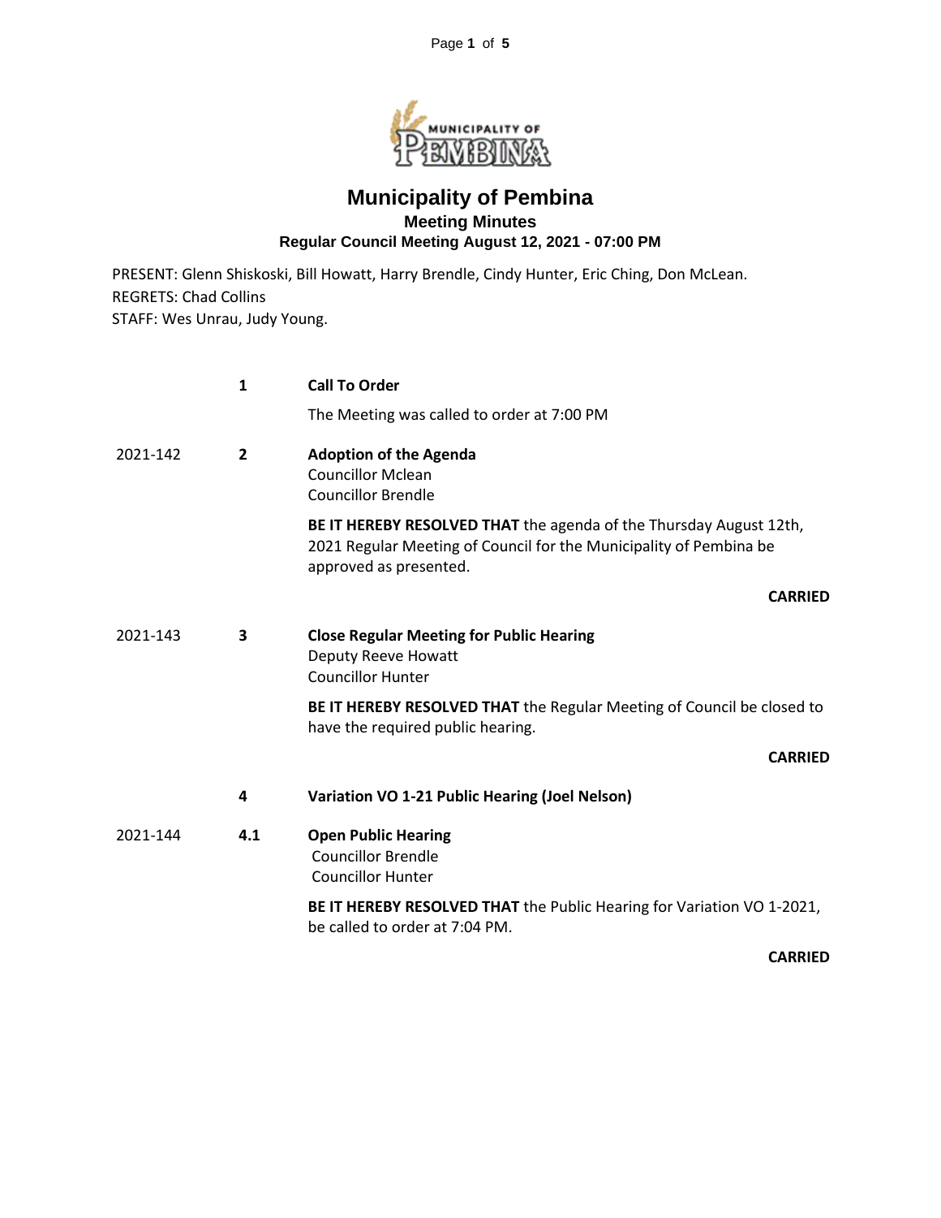# Municipality of Pembina

## Meeting Minutes

### Regular Council Meeting August 12, 2021 - 07:00 PM

PRESENT: Glenn Shiskoski, Bill Howatt, Harry Brendle, Cindy Hunter, Eric Ching, Don McLean.
REGRETS: Chad Collins
STAFF: Wes Unrau, Judy Young.

**1 Call To Order**

The Meeting was called to order at 7:00 PM

2021-142 **2 Adoption of the Agenda**
Councillor Mclean
Councillor Brendle

**BE IT HEREBY RESOLVED THAT** the agenda of the Thursday August 12th, 2021 Regular Meeting of Council for the Municipality of Pembina be approved as presented.

**CARRIED**

2021-143 **3 Close Regular Meeting for Public Hearing**
Deputy Reeve Howatt
Councillor Hunter

**BE IT HEREBY RESOLVED THAT** the Regular Meeting of Council be closed to have the required public hearing.

**CARRIED**

**4 Variation VO 1-21 Public Hearing (Joel Nelson)**

2021-144 **4.1 Open Public Hearing**
Councillor Brendle
Councillor Hunter

**BE IT HEREBY RESOLVED THAT** the Public Hearing for Variation VO 1-2021, be called to order at 7:04 PM.

**CARRIED**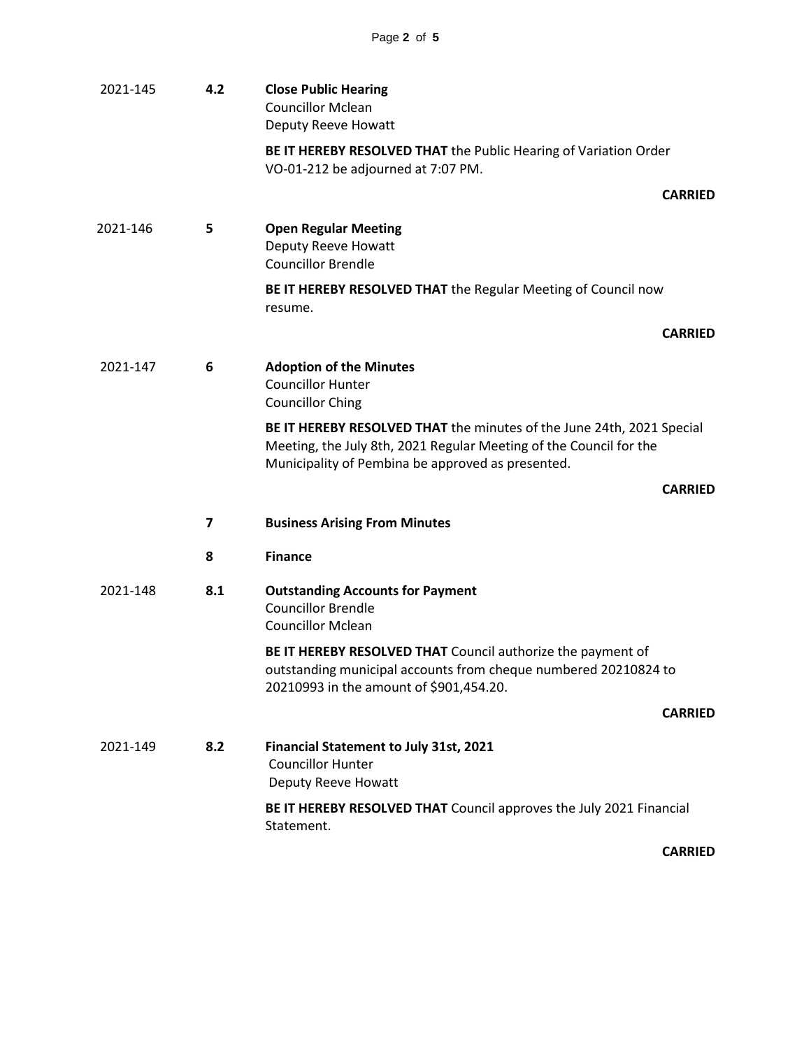2021-145 **4.2** **Close Public Hearing**
Councillor Mclean
Deputy Reeve Howatt

**BE IT HEREBY RESOLVED THAT** the Public Hearing of Variation Order VO-01-212 be adjourned at 7:07 PM.

**CARRIED**

2021-146 **5** **Open Regular Meeting**
Deputy Reeve Howatt
Councillor Brendle

**BE IT HEREBY RESOLVED THAT** the Regular Meeting of Council now resume.

**CARRIED**

2021-147 **6** **Adoption of the Minutes**
Councillor Hunter
Councillor Ching

**BE IT HEREBY RESOLVED THAT** the minutes of the June 24th, 2021 Special Meeting, the July 8th, 2021 Regular Meeting of the Council for the Municipality of Pembina be approved as presented.

**CARRIED**

**7** **Business Arising From Minutes**

**8** **Finance**

2021-148 **8.1** **Outstanding Accounts for Payment**
Councillor Brendle
Councillor Mclean

**BE IT HEREBY RESOLVED THAT** Council authorize the payment of outstanding municipal accounts from cheque numbered 20210824 to 20210993 in the amount of $901,454.20.

**CARRIED**

2021-149 **8.2** **Financial Statement to July 31st, 2021**
Councillor Hunter
Deputy Reeve Howatt

**BE IT HEREBY RESOLVED THAT** Council approves the July 2021 Financial Statement.

**CARRIED**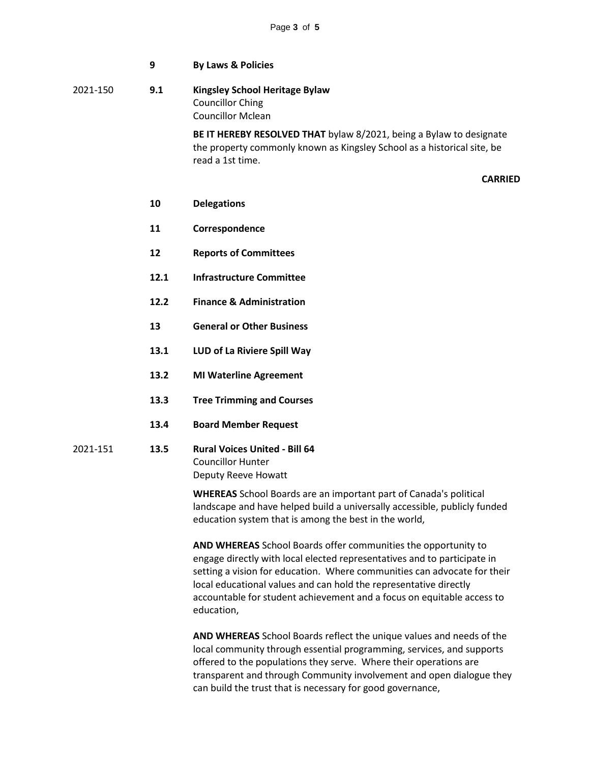**9 By Laws & Policies**

2021-150 **9.1 Kingsley School Heritage Bylaw**
Councillor Ching
Councillor Mclean

**BE IT HEREBY RESOLVED THAT** bylaw 8/2021, being a Bylaw to designate the property commonly known as Kingsley School as a historical site, be read a 1st time.

**CARRIED**

**10 Delegations**

**11 Correspondence**

**12 Reports of Committees**

**12.1 Infrastructure Committee**

**12.2 Finance & Administration**

**13 General or Other Business**

**13.1 LUD of La Riviere Spill Way**

**13.2 MI Waterline Agreement**

**13.3 Tree Trimming and Courses**

**13.4 Board Member Request**

2021-151 **13.5 Rural Voices United - Bill 64**
Councillor Hunter
Deputy Reeve Howatt

**WHEREAS** School Boards are an important part of Canada's political landscape and have helped build a universally accessible, publicly funded education system that is among the best in the world,

**AND WHEREAS** School Boards offer communities the opportunity to engage directly with local elected representatives and to participate in setting a vision for education. Where communities can advocate for their local educational values and can hold the representative directly accountable for student achievement and a focus on equitable access to education,

**AND WHEREAS** School Boards reflect the unique values and needs of the local community through essential programming, services, and supports offered to the populations they serve. Where their operations are transparent and through Community involvement and open dialogue they can build the trust that is necessary for good governance,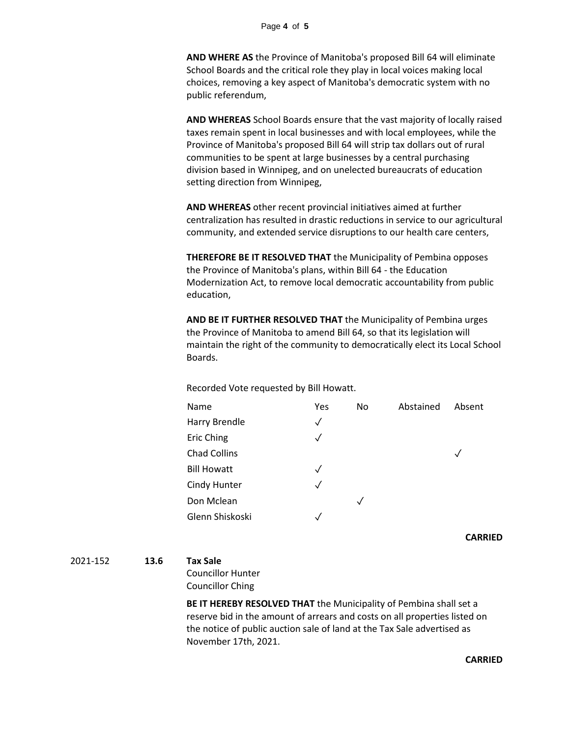**AND WHERE AS** the Province of Manitoba's proposed Bill 64 will eliminate School Boards and the critical role they play in local voices making local choices, removing a key aspect of Manitoba's democratic system with no public referendum,

**AND WHEREAS** School Boards ensure that the vast majority of locally raised taxes remain spent in local businesses and with local employees, while the Province of Manitoba's proposed Bill 64 will strip tax dollars out of rural communities to be spent at large businesses by a central purchasing division based in Winnipeg, and on unelected bureaucrats of education setting direction from Winnipeg,

**AND WHEREAS** other recent provincial initiatives aimed at further centralization has resulted in drastic reductions in service to our agricultural community, and extended service disruptions to our health care centers,

**THEREFORE BE IT RESOLVED THAT** the Municipality of Pembina opposes the Province of Manitoba's plans, within Bill 64 - the Education Modernization Act, to remove local democratic accountability from public education,

**AND BE IT FURTHER RESOLVED THAT** the Municipality of Pembina urges the Province of Manitoba to amend Bill 64, so that its legislation will maintain the right of the community to democratically elect its Local School Boards.

Recorded Vote requested by Bill Howatt.

| Name | Yes | No | Abstained | Absent |
|---|---|---|---|---|
| Harry Brendle | ✓ | | | |
| Eric Ching | ✓ | | | |
| Chad Collins | | | | ✓ |
| Bill Howatt | ✓ | | | |
| Cindy Hunter | ✓ | | | |
| Don Mclean | | ✓ | | |
| Glenn Shiskoski | ✓ | | | |

**CARRIED**

2021-152 **13.6** **Tax Sale**

Councillor Hunter
Councillor Ching

**BE IT HEREBY RESOLVED THAT** the Municipality of Pembina shall set a reserve bid in the amount of arrears and costs on all properties listed on the notice of public auction sale of land at the Tax Sale advertised as November 17th, 2021.

**CARRIED**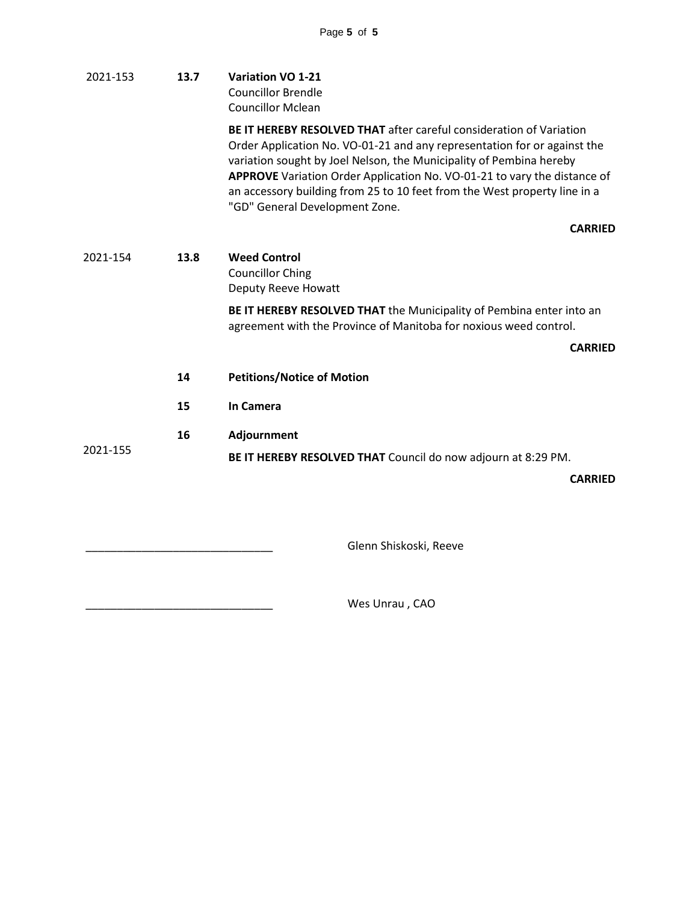2021-153 **13.7** **Variation VO 1-21**

Councillor Brendle
Councillor Mclean

**BE IT HEREBY RESOLVED THAT** after careful consideration of Variation Order Application No. VO-01-21 and any representation for or against the variation sought by Joel Nelson, the Municipality of Pembina hereby **APPROVE** Variation Order Application No. VO-01-21 to vary the distance of an accessory building from 25 to 10 feet from the West property line in a "GD" General Development Zone.

**CARRIED**

2021-154 **13.8** **Weed Control**

Councillor Ching
Deputy Reeve Howatt

**BE IT HEREBY RESOLVED THAT** the Municipality of Pembina enter into an agreement with the Province of Manitoba for noxious weed control.

**CARRIED**

**14** **Petitions/Notice of Motion**

**15** **In Camera**

**16** **Adjournment**

2021-155 **BE IT HEREBY RESOLVED THAT** Council do now adjourn at 8:29 PM.

**CARRIED**

______________________________ Glenn Shiskoski, Reeve

______________________________ Wes Unrau , CAO